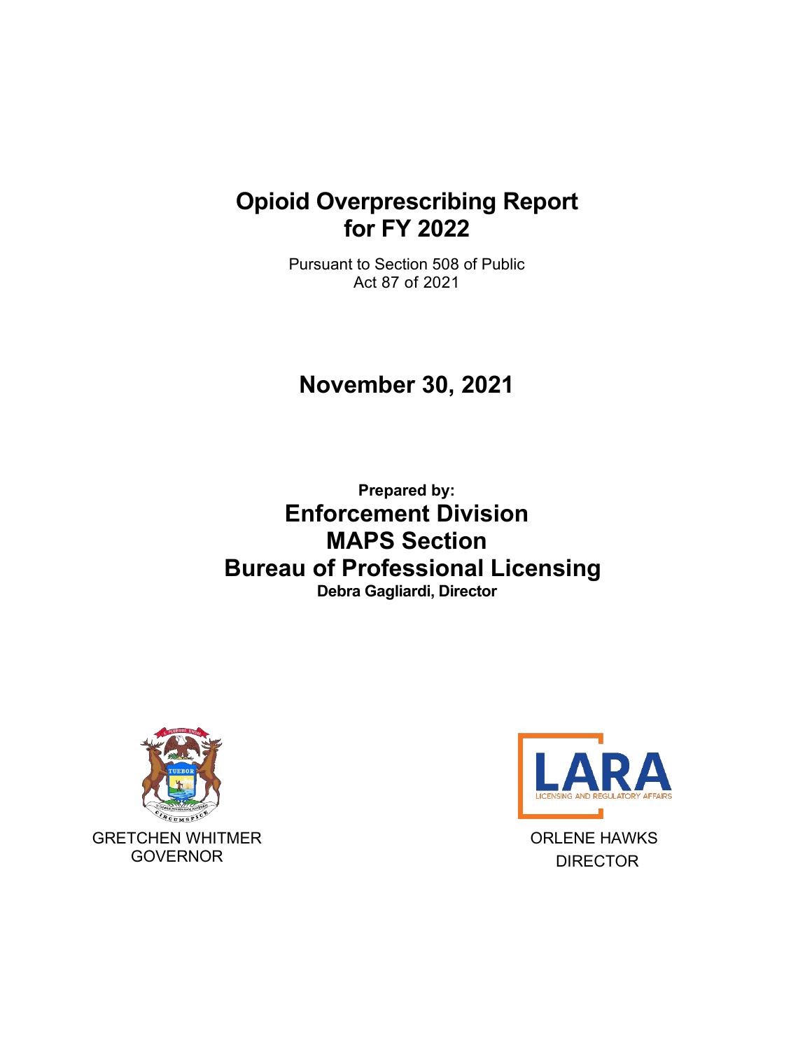# Opioid Overprescribing Report for FY 2022

Pursuant to Section 508 of Public Act 87 of 2021

## November 30, 2021

**Prepared by:**

## Enforcement Division
## MAPS Section
## Bureau of Professional Licensing

**Debra Gagliardi, Director**

GRETCHEN WHITMER
GOVERNOR

ORLENE HAWKS
DIRECTOR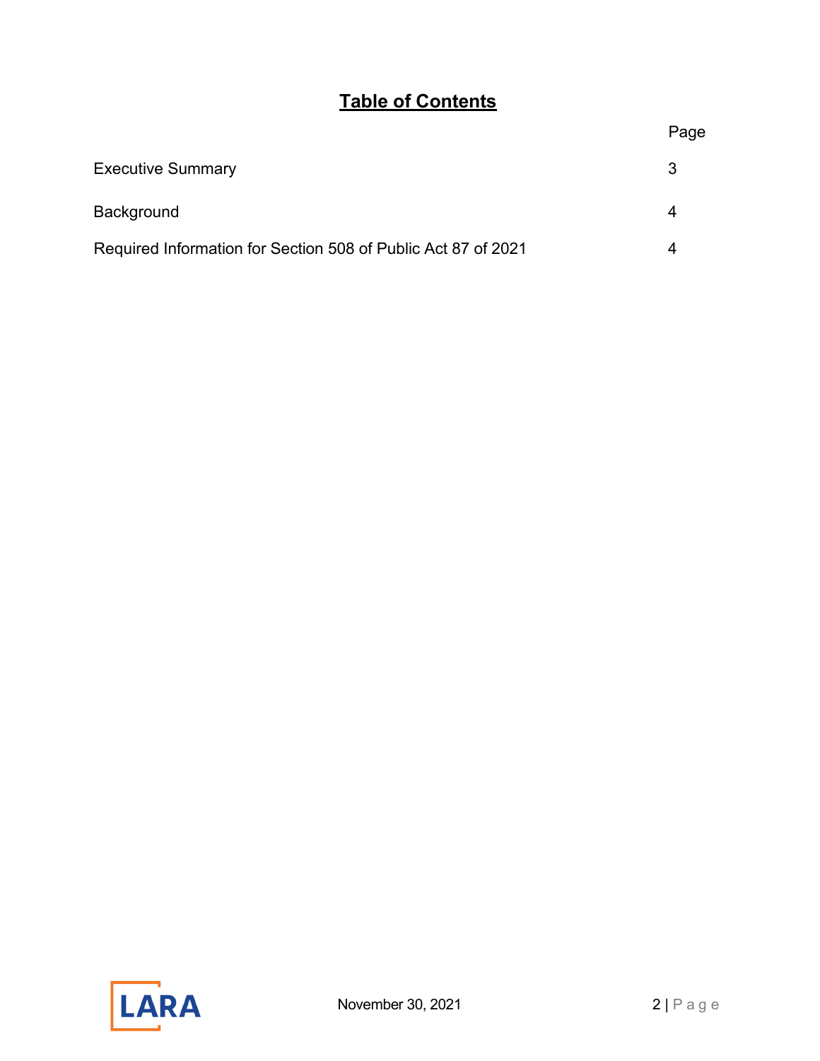# Table of Contents

| | Page |
|---|---|
| Executive Summary | 3 |
| Background | 4 |
| Required Information for Section 508 of Public Act 87 of 2021 | 4 |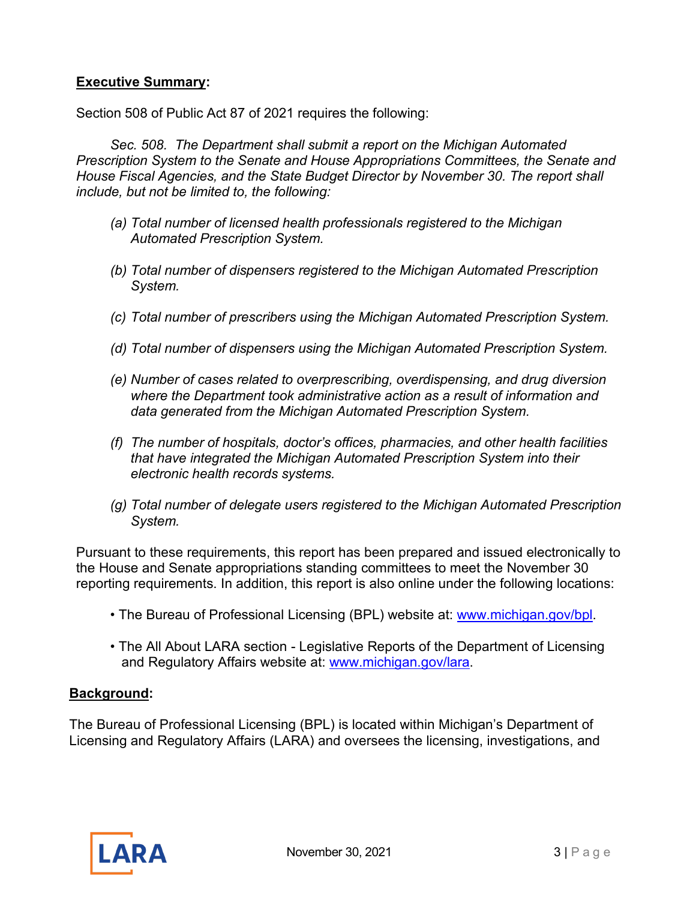**Executive Summary**:

Section 508 of Public Act 87 of 2021 requires the following:

*Sec. 508. The Department shall submit a report on the Michigan Automated Prescription System to the Senate and House Appropriations Committees, the Senate and House Fiscal Agencies, and the State Budget Director by November 30. The report shall include, but not be limited to, the following:*

- *(a) Total number of licensed health professionals registered to the Michigan Automated Prescription System.*
- *(b) Total number of dispensers registered to the Michigan Automated Prescription System.*
- *(c) Total number of prescribers using the Michigan Automated Prescription System.*
- *(d) Total number of dispensers using the Michigan Automated Prescription System.*
- *(e) Number of cases related to overprescribing, overdispensing, and drug diversion where the Department took administrative action as a result of information and data generated from the Michigan Automated Prescription System.*
- *(f) The number of hospitals, doctor's offices, pharmacies, and other health facilities that have integrated the Michigan Automated Prescription System into their electronic health records systems.*
- *(g) Total number of delegate users registered to the Michigan Automated Prescription System.*

Pursuant to these requirements, this report has been prepared and issued electronically to the House and Senate appropriations standing committees to meet the November 30 reporting requirements. In addition, this report is also online under the following locations:

- The Bureau of Professional Licensing (BPL) website at: www.michigan.gov/bpl.
- The All About LARA section - Legislative Reports of the Department of Licensing and Regulatory Affairs website at: www.michigan.gov/lara.

**Background**:

The Bureau of Professional Licensing (BPL) is located within Michigan's Department of Licensing and Regulatory Affairs (LARA) and oversees the licensing, investigations, and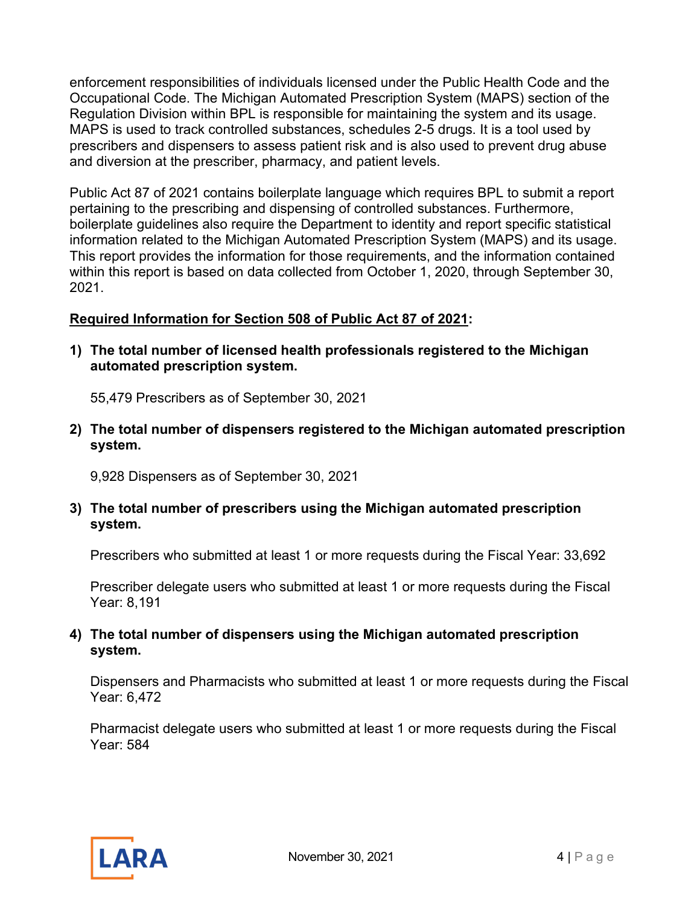enforcement responsibilities of individuals licensed under the Public Health Code and the Occupational Code. The Michigan Automated Prescription System (MAPS) section of the Regulation Division within BPL is responsible for maintaining the system and its usage. MAPS is used to track controlled substances, schedules 2-5 drugs. It is a tool used by prescribers and dispensers to assess patient risk and is also used to prevent drug abuse and diversion at the prescriber, pharmacy, and patient levels.

Public Act 87 of 2021 contains boilerplate language which requires BPL to submit a report pertaining to the prescribing and dispensing of controlled substances. Furthermore, boilerplate guidelines also require the Department to identity and report specific statistical information related to the Michigan Automated Prescription System (MAPS) and its usage. This report provides the information for those requirements, and the information contained within this report is based on data collected from October 1, 2020, through September 30, 2021.

**Required Information for Section 508 of Public Act 87 of 2021:**

1) **The total number of licensed health professionals registered to the Michigan automated prescription system.**

   55,479 Prescribers as of September 30, 2021

2) **The total number of dispensers registered to the Michigan automated prescription system.**

   9,928 Dispensers as of September 30, 2021

3) **The total number of prescribers using the Michigan automated prescription system.**

   Prescribers who submitted at least 1 or more requests during the Fiscal Year: 33,692

   Prescriber delegate users who submitted at least 1 or more requests during the Fiscal Year: 8,191

4) **The total number of dispensers using the Michigan automated prescription system.**

   Dispensers and Pharmacists who submitted at least 1 or more requests during the Fiscal Year: 6,472

   Pharmacist delegate users who submitted at least 1 or more requests during the Fiscal Year: 584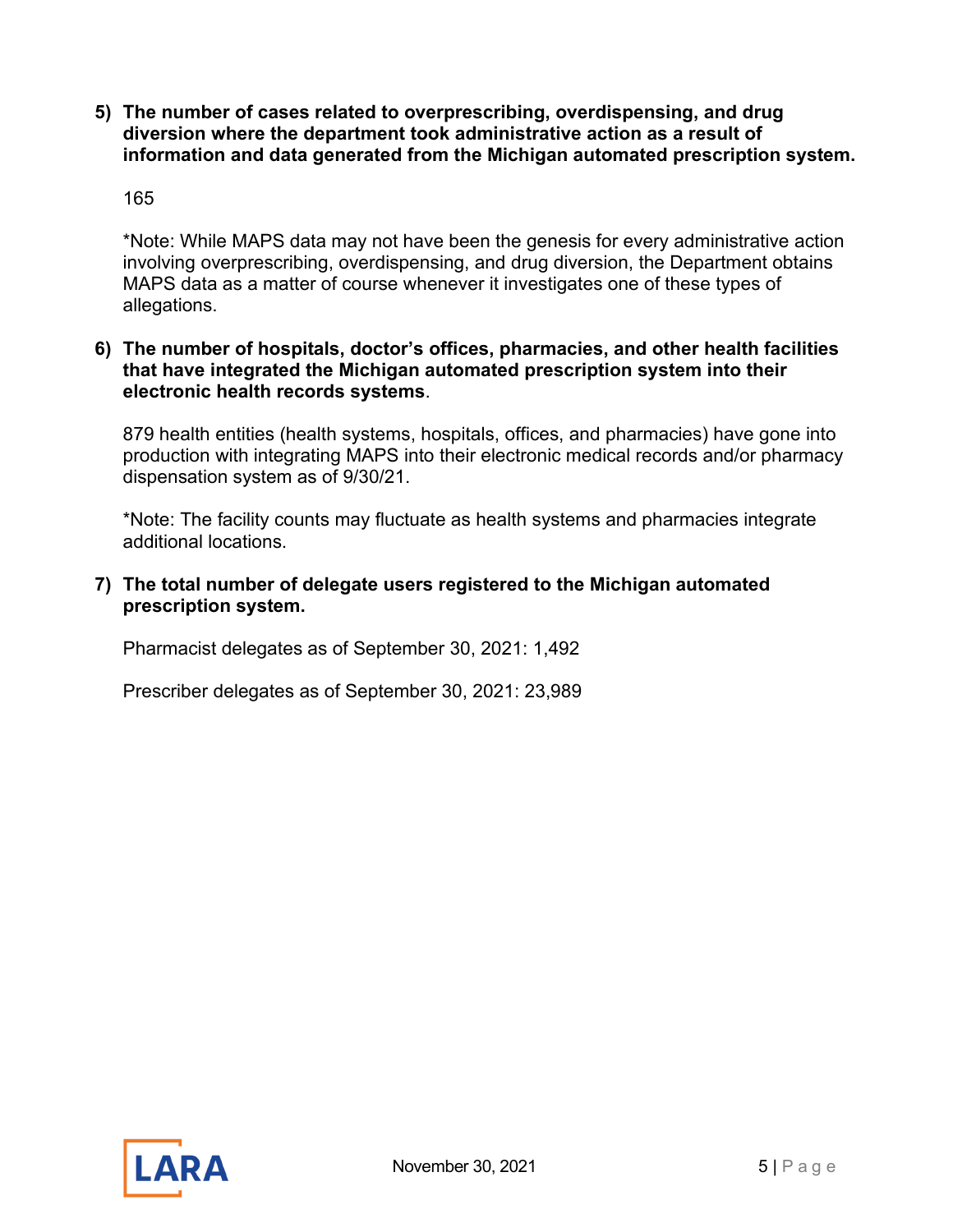**5) The number of cases related to overprescribing, overdispensing, and drug diversion where the department took administrative action as a result of information and data generated from the Michigan automated prescription system.**

165

*Note: While MAPS data may not have been the genesis for every administrative action involving overprescribing, overdispensing, and drug diversion, the Department obtains MAPS data as a matter of course whenever it investigates one of these types of allegations.

**6) The number of hospitals, doctor's offices, pharmacies, and other health facilities that have integrated the Michigan automated prescription system into their electronic health records systems**.

879 health entities (health systems, hospitals, offices, and pharmacies) have gone into production with integrating MAPS into their electronic medical records and/or pharmacy dispensation system as of 9/30/21.

*Note: The facility counts may fluctuate as health systems and pharmacies integrate additional locations.

**7) The total number of delegate users registered to the Michigan automated prescription system.**

Pharmacist delegates as of September 30, 2021: 1,492

Prescriber delegates as of September 30, 2021: 23,989